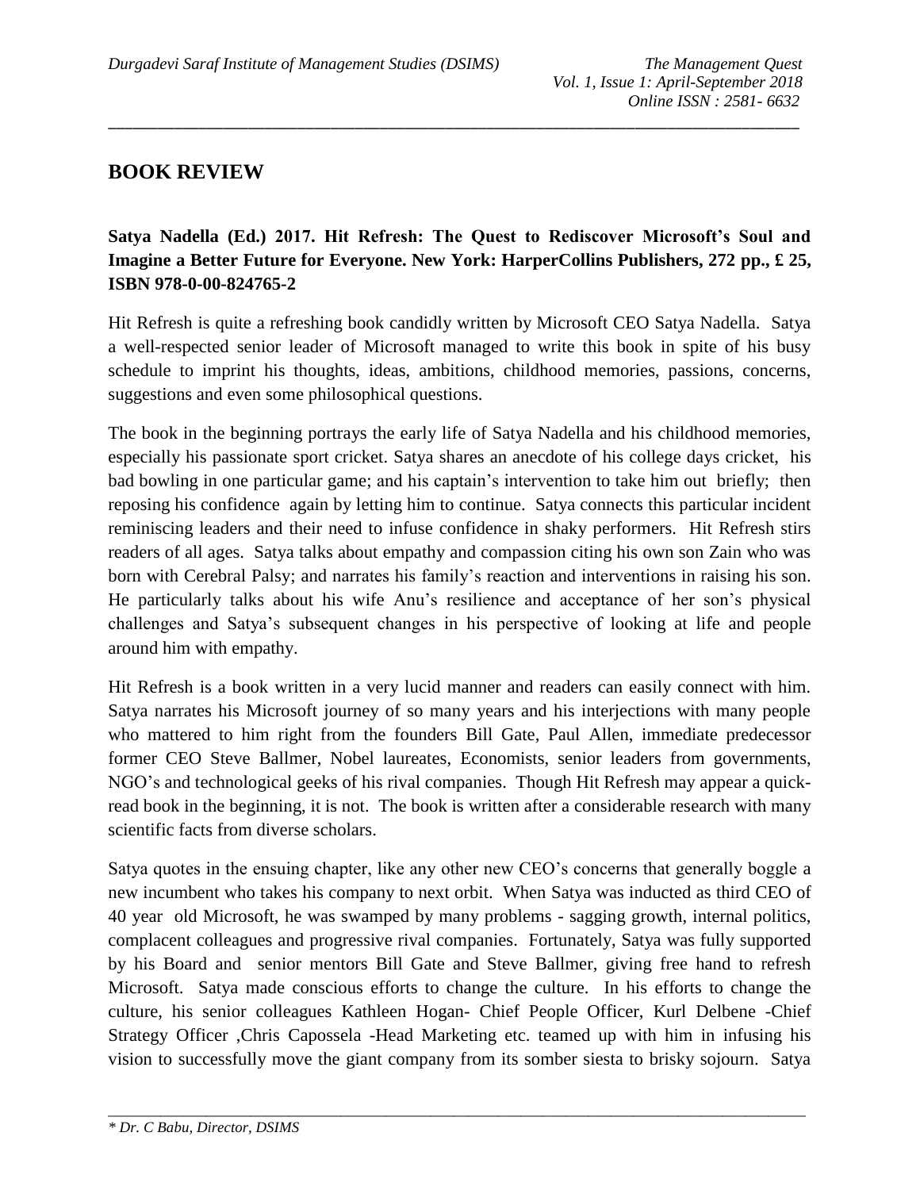## BOOK REVIEW

**Satya Nadella (Ed.) 2017. Hit Refresh: The Quest to Rediscover Microsoft's Soul and Imagine a Better Future for Everyone. New York: HarperCollins Publishers, 272 pp., £ 25, ISBN 978-0-00-824765-2**

Hit Refresh is quite a refreshing book candidly written by Microsoft CEO Satya Nadella. Satya a well-respected senior leader of Microsoft managed to write this book in spite of his busy schedule to imprint his thoughts, ideas, ambitions, childhood memories, passions, concerns, suggestions and even some philosophical questions.

The book in the beginning portrays the early life of Satya Nadella and his childhood memories, especially his passionate sport cricket. Satya shares an anecdote of his college days cricket, his bad bowling in one particular game; and his captain's intervention to take him out briefly; then reposing his confidence again by letting him to continue. Satya connects this particular incident reminiscing leaders and their need to infuse confidence in shaky performers. Hit Refresh stirs readers of all ages. Satya talks about empathy and compassion citing his own son Zain who was born with Cerebral Palsy; and narrates his family's reaction and interventions in raising his son. He particularly talks about his wife Anu's resilience and acceptance of her son's physical challenges and Satya's subsequent changes in his perspective of looking at life and people around him with empathy.

Hit Refresh is a book written in a very lucid manner and readers can easily connect with him. Satya narrates his Microsoft journey of so many years and his interjections with many people who mattered to him right from the founders Bill Gate, Paul Allen, immediate predecessor former CEO Steve Ballmer, Nobel laureates, Economists, senior leaders from governments, NGO's and technological geeks of his rival companies. Though Hit Refresh may appear a quick-read book in the beginning, it is not. The book is written after a considerable research with many scientific facts from diverse scholars.

Satya quotes in the ensuing chapter, like any other new CEO's concerns that generally boggle a new incumbent who takes his company to next orbit. When Satya was inducted as third CEO of 40 year old Microsoft, he was swamped by many problems - sagging growth, internal politics, complacent colleagues and progressive rival companies. Fortunately, Satya was fully supported by his Board and senior mentors Bill Gate and Steve Ballmer, giving free hand to refresh Microsoft. Satya made conscious efforts to change the culture. In his efforts to change the culture, his senior colleagues Kathleen Hogan- Chief People Officer, Kurl Delbene -Chief Strategy Officer ,Chris Capossela -Head Marketing etc. teamed up with him in infusing his vision to successfully move the giant company from its somber siesta to brisky sojourn. Satya

---

*\* Dr. C Babu, Director, DSIMS*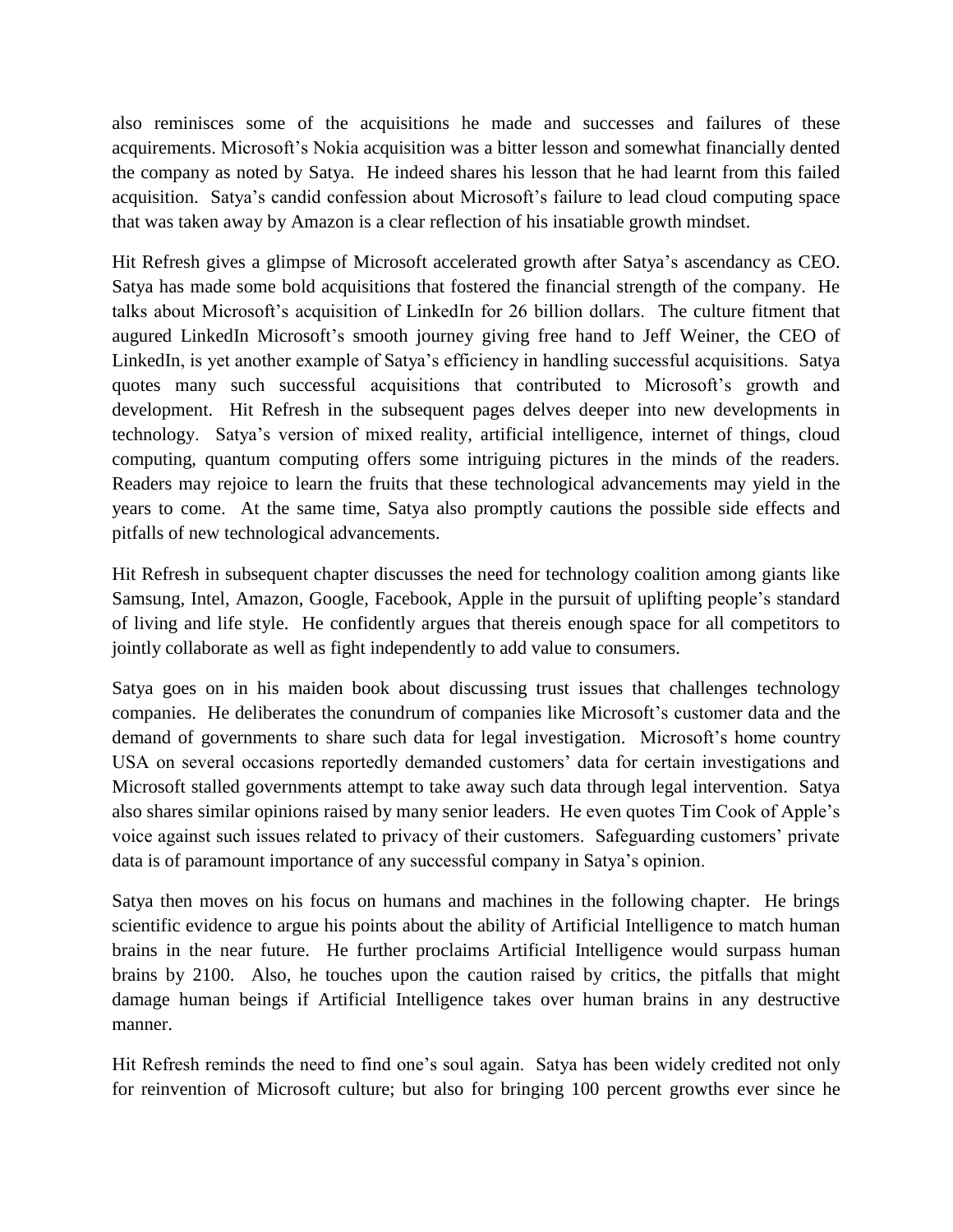also reminisces some of the acquisitions he made and successes and failures of these acquirements. Microsoft's Nokia acquisition was a bitter lesson and somewhat financially dented the company as noted by Satya. He indeed shares his lesson that he had learnt from this failed acquisition. Satya's candid confession about Microsoft's failure to lead cloud computing space that was taken away by Amazon is a clear reflection of his insatiable growth mindset.

Hit Refresh gives a glimpse of Microsoft accelerated growth after Satya's ascendancy as CEO. Satya has made some bold acquisitions that fostered the financial strength of the company. He talks about Microsoft's acquisition of LinkedIn for 26 billion dollars. The culture fitment that augured LinkedIn Microsoft's smooth journey giving free hand to Jeff Weiner, the CEO of LinkedIn, is yet another example of Satya's efficiency in handling successful acquisitions. Satya quotes many such successful acquisitions that contributed to Microsoft's growth and development. Hit Refresh in the subsequent pages delves deeper into new developments in technology. Satya's version of mixed reality, artificial intelligence, internet of things, cloud computing, quantum computing offers some intriguing pictures in the minds of the readers. Readers may rejoice to learn the fruits that these technological advancements may yield in the years to come. At the same time, Satya also promptly cautions the possible side effects and pitfalls of new technological advancements.

Hit Refresh in subsequent chapter discusses the need for technology coalition among giants like Samsung, Intel, Amazon, Google, Facebook, Apple in the pursuit of uplifting people's standard of living and life style. He confidently argues that thereis enough space for all competitors to jointly collaborate as well as fight independently to add value to consumers.

Satya goes on in his maiden book about discussing trust issues that challenges technology companies. He deliberates the conundrum of companies like Microsoft's customer data and the demand of governments to share such data for legal investigation. Microsoft's home country USA on several occasions reportedly demanded customers' data for certain investigations and Microsoft stalled governments attempt to take away such data through legal intervention. Satya also shares similar opinions raised by many senior leaders. He even quotes Tim Cook of Apple's voice against such issues related to privacy of their customers. Safeguarding customers' private data is of paramount importance of any successful company in Satya's opinion.

Satya then moves on his focus on humans and machines in the following chapter. He brings scientific evidence to argue his points about the ability of Artificial Intelligence to match human brains in the near future. He further proclaims Artificial Intelligence would surpass human brains by 2100. Also, he touches upon the caution raised by critics, the pitfalls that might damage human beings if Artificial Intelligence takes over human brains in any destructive manner.

Hit Refresh reminds the need to find one's soul again. Satya has been widely credited not only for reinvention of Microsoft culture; but also for bringing 100 percent growths ever since he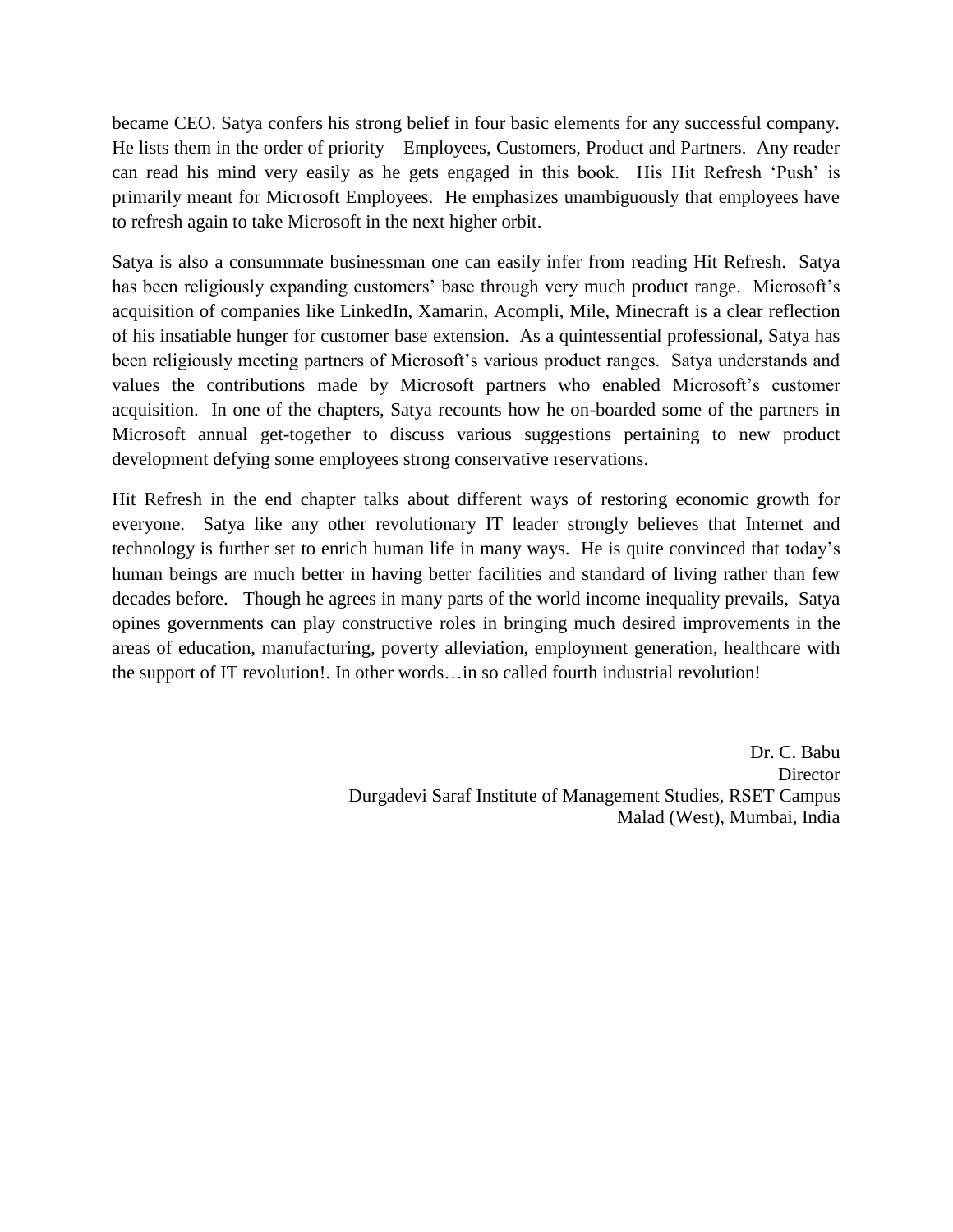became CEO. Satya confers his strong belief in four basic elements for any successful company. He lists them in the order of priority – Employees, Customers, Product and Partners. Any reader can read his mind very easily as he gets engaged in this book. His Hit Refresh 'Push' is primarily meant for Microsoft Employees. He emphasizes unambiguously that employees have to refresh again to take Microsoft in the next higher orbit.

Satya is also a consummate businessman one can easily infer from reading Hit Refresh. Satya has been religiously expanding customers' base through very much product range. Microsoft's acquisition of companies like LinkedIn, Xamarin, Acompli, Mile, Minecraft is a clear reflection of his insatiable hunger for customer base extension. As a quintessential professional, Satya has been religiously meeting partners of Microsoft's various product ranges. Satya understands and values the contributions made by Microsoft partners who enabled Microsoft's customer acquisition. In one of the chapters, Satya recounts how he on-boarded some of the partners in Microsoft annual get-together to discuss various suggestions pertaining to new product development defying some employees strong conservative reservations.

Hit Refresh in the end chapter talks about different ways of restoring economic growth for everyone. Satya like any other revolutionary IT leader strongly believes that Internet and technology is further set to enrich human life in many ways. He is quite convinced that today's human beings are much better in having better facilities and standard of living rather than few decades before. Though he agrees in many parts of the world income inequality prevails, Satya opines governments can play constructive roles in bringing much desired improvements in the areas of education, manufacturing, poverty alleviation, employment generation, healthcare with the support of IT revolution!. In other words…in so called fourth industrial revolution!

Dr. C. Babu
Director
Durgadevi Saraf Institute of Management Studies, RSET Campus
Malad (West), Mumbai, India